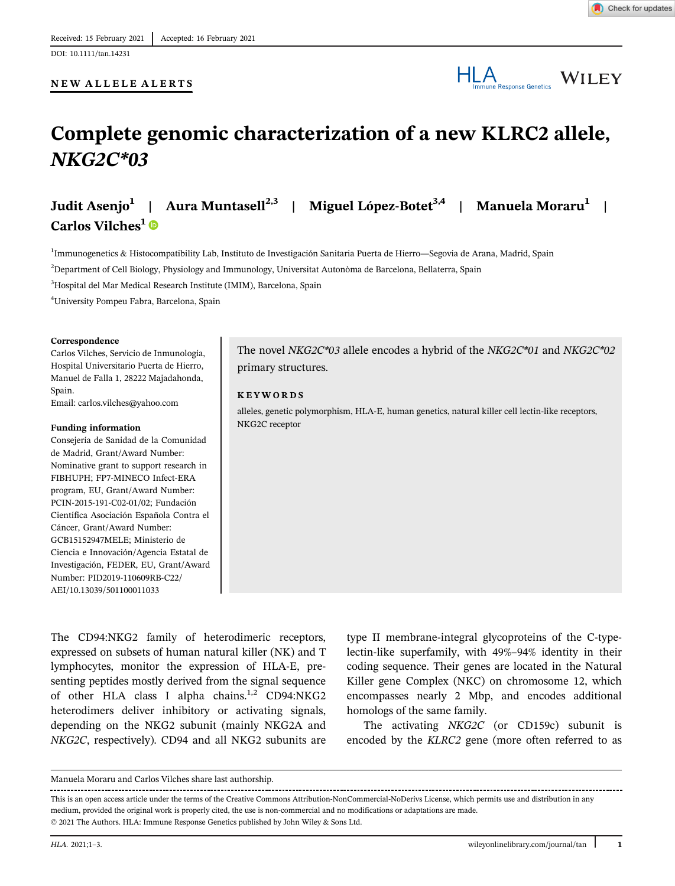Received: 15 February 2021 | Accepted: 16 February 2021

DOI: 10.1111/tan.14231

NEW ALLELE ALERTS

# Complete genomic characterization of a new KLRC2 allele, *NKG2C\*03*

**Judit Asenjo**[1] | **Aura Muntasell**[2,3] | **Miguel López-Botet**[3,4] | **Manuela Moraru**[1] | **Carlos Vilches**[1]

[1]Immunogenetics & Histocompatibility Lab, Instituto de Investigación Sanitaria Puerta de Hierro—Segovia de Arana, Madrid, Spain

[2]Department of Cell Biology, Physiology and Immunology, Universitat Autonòma de Barcelona, Bellaterra, Spain

[3]Hospital del Mar Medical Research Institute (IMIM), Barcelona, Spain

[4]University Pompeu Fabra, Barcelona, Spain

**Correspondence**

Carlos Vilches, Servicio de Inmunología, Hospital Universitario Puerta de Hierro, Manuel de Falla 1, 28222 Majadahonda, Spain.

Email: carlos.vilches@yahoo.com

**Funding information**

Consejería de Sanidad de la Comunidad de Madrid, Grant/Award Number: Nominative grant to support research in FIBHUPH; FP7-MINECO Infect-ERA program, EU, Grant/Award Number: PCIN-2015-191-C02-01/02; Fundación Científica Asociación Española Contra el Cáncer, Grant/Award Number: GCB15152947MELE; Ministerio de Ciencia e Innovación/Agencia Estatal de Investigación, FEDER, EU, Grant/Award Number: PID2019-110609RB-C22/AEI/10.13039/501100011033

The novel *NKG2C\*03* allele encodes a hybrid of the *NKG2C\*01* and *NKG2C\*02* primary structures.

**KEYWORDS**

alleles, genetic polymorphism, HLA-E, human genetics, natural killer cell lectin-like receptors, NKG2C receptor

The CD94:NKG2 family of heterodimeric receptors, expressed on subsets of human natural killer (NK) and T lymphocytes, monitor the expression of HLA-E, presenting peptides mostly derived from the signal sequence of other HLA class I alpha chains.[1,2] CD94:NKG2 heterodimers deliver inhibitory or activating signals, depending on the NKG2 subunit (mainly NKG2A and *NKG2C*, respectively). CD94 and all NKG2 subunits are type II membrane-integral glycoproteins of the C-type-lectin-like superfamily, with 49%–94% identity in their coding sequence. Their genes are located in the Natural Killer gene Complex (NKC) on chromosome 12, which encompasses nearly 2 Mbp, and encodes additional homologs of the same family.

The activating *NKG2C* (or CD159c) subunit is encoded by the *KLRC2* gene (more often referred to as

Manuela Moraru and Carlos Vilches share last authorship.

This is an open access article under the terms of the Creative Commons Attribution-NonCommercial-NoDerivs License, which permits use and distribution in any medium, provided the original work is properly cited, the use is non-commercial and no modifications or adaptations are made.

© 2021 The Authors. HLA: Immune Response Genetics published by John Wiley & Sons Ltd.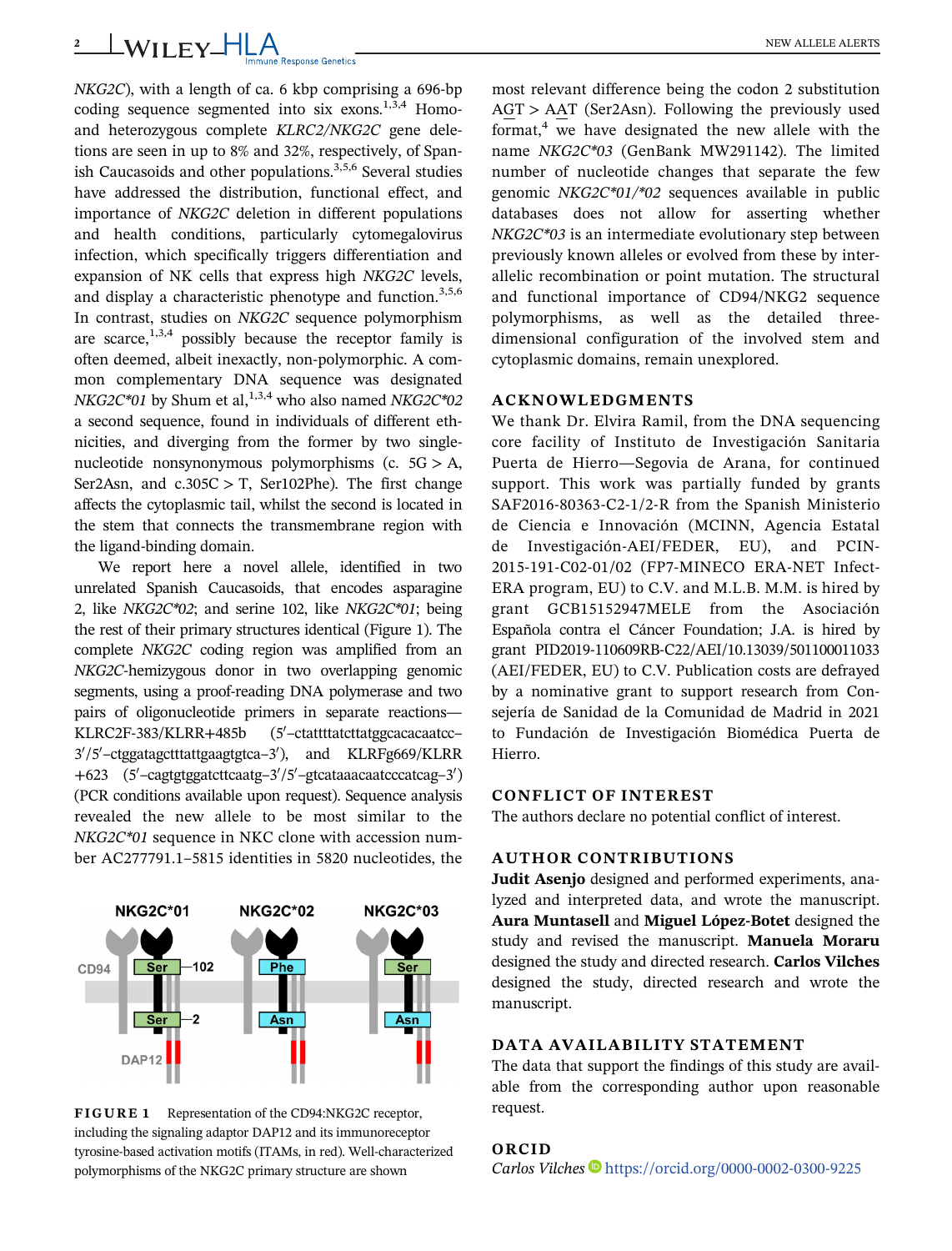*NKG2C*), with a length of ca. 6 kbp comprising a 696-bp coding sequence segmented into six exons.[1,3,4] Homo- and heterozygous complete *KLRC2/NKG2C* gene deletions are seen in up to 8% and 32%, respectively, of Spanish Caucasoids and other populations.[3,5,6] Several studies have addressed the distribution, functional effect, and importance of *NKG2C* deletion in different populations and health conditions, particularly cytomegalovirus infection, which specifically triggers differentiation and expansion of NK cells that express high *NKG2C* levels, and display a characteristic phenotype and function.[3,5,6] In contrast, studies on *NKG2C* sequence polymorphism are scarce,[1,3,4] possibly because the receptor family is often deemed, albeit inexactly, non-polymorphic. A common complementary DNA sequence was designated *NKG2C*01* by Shum et al,[1,3,4] who also named *NKG2C*02* a second sequence, found in individuals of different ethnicities, and diverging from the former by two single-nucleotide nonsynonymous polymorphisms (c. 5G > A, Ser2Asn, and c.305C > T, Ser102Phe). The first change affects the cytoplasmic tail, whilst the second is located in the stem that connects the transmembrane region with the ligand-binding domain.

We report here a novel allele, identified in two unrelated Spanish Caucasoids, that encodes asparagine 2, like *NKG2C*02*; and serine 102, like *NKG2C*01*; being the rest of their primary structures identical (Figure 1). The complete *NKG2C* coding region was amplified from an *NKG2C*-hemizygous donor in two overlapping genomic segments, using a proof-reading DNA polymerase and two pairs of oligonucleotide primers in separate reactions—KLRC2F-383/KLRR+485b (5′–ctattttatcttatggcacacaatcc–3′/5′–ctggatagctttattgaagtgtca–3′), and KLRFg669/KLRR+623 (5′–cagtgtggatcttcaatg–3′/5′–gtcataaacaatcccatcag–3′) (PCR conditions available upon request). Sequence analysis revealed the new allele to be most similar to the *NKG2C*01* sequence in NKC clone with accession number AC277791.1–5815 identities in 5820 nucleotides, the most relevant difference being the codon 2 substitution AGT > AAT (Ser2Asn). Following the previously used format,[4] we have designated the new allele with the name *NKG2C*03* (GenBank MW291142). The limited number of nucleotide changes that separate the few genomic *NKG2C*01/*02* sequences available in public databases does not allow for asserting whether *NKG2C*03* is an intermediate evolutionary step between previously known alleles or evolved from these by interallelic recombination or point mutation. The structural and functional importance of CD94/NKG2 sequence polymorphisms, as well as the detailed three-dimensional configuration of the involved stem and cytoplasmic domains, remain unexplored.

FIGURE 1 Representation of the CD94:NKG2C receptor, including the signaling adaptor DAP12 and its immunoreceptor tyrosine-based activation motifs (ITAMs, in red). Well-characterized polymorphisms of the NKG2C primary structure are shown

## ACKNOWLEDGMENTS

We thank Dr. Elvira Ramil, from the DNA sequencing core facility of Instituto de Investigación Sanitaria Puerta de Hierro—Segovia de Arana, for continued support. This work was partially funded by grants SAF2016-80363-C2-1/2-R from the Spanish Ministerio de Ciencia e Innovación (MCINN, Agencia Estatal de Investigación-AEI/FEDER, EU), and PCIN-2015-191-C02-01/02 (FP7-MINECO ERA-NET Infect-ERA program, EU) to C.V. and M.L.B. M.M. is hired by grant GCB15152947MELE from the Asociación Española contra el Cáncer Foundation; J.A. is hired by grant PID2019-110609RB-C22/AEI/10.13039/501100011033 (AEI/FEDER, EU) to C.V. Publication costs are defrayed by a nominative grant to support research from Consejería de Sanidad de la Comunidad de Madrid in 2021 to Fundación de Investigación Biomédica Puerta de Hierro.

## CONFLICT OF INTEREST

The authors declare no potential conflict of interest.

## AUTHOR CONTRIBUTIONS

**Judit Asenjo** designed and performed experiments, analyzed and interpreted data, and wrote the manuscript. **Aura Muntasell** and **Miguel López-Botet** designed the study and revised the manuscript. **Manuela Moraru** designed the study and directed research. **Carlos Vilches** designed the study, directed research and wrote the manuscript.

## DATA AVAILABILITY STATEMENT

The data that support the findings of this study are available from the corresponding author upon reasonable request.

## ORCID

*Carlos Vilches* https://orcid.org/0000-0002-0300-9225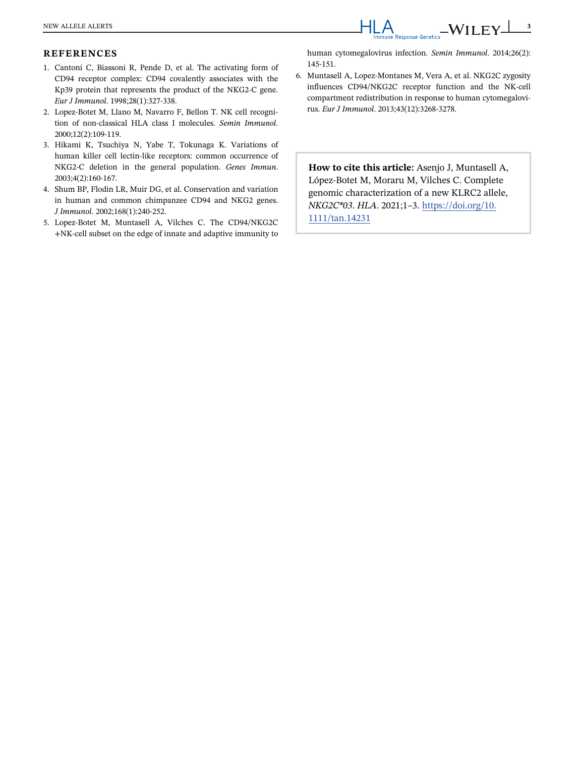## REFERENCES

1. Cantoni C, Biassoni R, Pende D, et al. The activating form of CD94 receptor complex: CD94 covalently associates with the Kp39 protein that represents the product of the NKG2-C gene. *Eur J Immunol*. 1998;28(1):327-338.
2. Lopez-Botet M, Llano M, Navarro F, Bellon T. NK cell recognition of non-classical HLA class I molecules. *Semin Immunol*. 2000;12(2):109-119.
3. Hikami K, Tsuchiya N, Yabe T, Tokunaga K. Variations of human killer cell lectin-like receptors: common occurrence of NKG2-C deletion in the general population. *Genes Immun*. 2003;4(2):160-167.
4. Shum BP, Flodin LR, Muir DG, et al. Conservation and variation in human and common chimpanzee CD94 and NKG2 genes. *J Immunol*. 2002;168(1):240-252.
5. Lopez-Botet M, Muntasell A, Vilches C. The CD94/NKG2C +NK-cell subset on the edge of innate and adaptive immunity to human cytomegalovirus infection. *Semin Immunol*. 2014;26(2):145-151.
6. Muntasell A, Lopez-Montanes M, Vera A, et al. NKG2C zygosity influences CD94/NKG2C receptor function and the NK-cell compartment redistribution in response to human cytomegalovirus. *Eur J Immunol*. 2013;43(12):3268-3278.

**How to cite this article:** Asenjo J, Muntasell A, López-Botet M, Moraru M, Vilches C. Complete genomic characterization of a new KLRC2 allele, *NKG2C\*03*. *HLA*. 2021;1–3. https://doi.org/10.1111/tan.14231